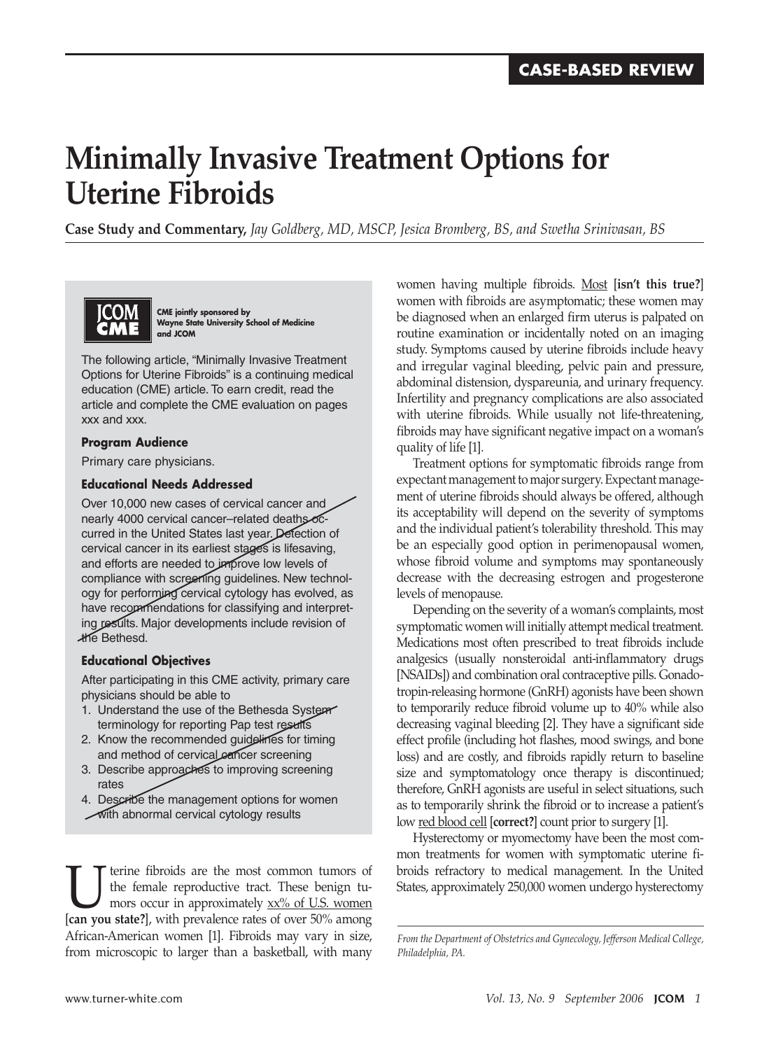**CASE-BASED REVIEW**

# Minimally Invasive Treatment Options for Uterine Fibroids

**Case Study and Commentary,** *Jay Goldberg, MD, MSCP, Jesica Bromberg, BS, and Swetha Srinivasan, BS*

**JCOM CME** — **CME jointly sponsored by Wayne State University School of Medicine and JCOM**

The following article, "Minimally Invasive Treatment Options for Uterine Fibroids" is a continuing medical education (CME) article. To earn credit, read the article and complete the CME evaluation on pages xxx and xxx.

**Program Audience**

Primary care physicians.

**Educational Needs Addressed**

Over 10,000 new cases of cervical cancer and nearly 4000 cervical cancer–related deaths occurred in the United States last year. Detection of cervical cancer in its earliest stages is lifesaving, and efforts are needed to improve low levels of compliance with screening guidelines. New technology for performing cervical cytology has evolved, as have recommendations for classifying and interpreting results. Major developments include revision of the Bethesd.

**Educational Objectives**

After participating in this CME activity, primary care physicians should be able to

1. Understand the use of the Bethesda System terminology for reporting Pap test results
2. Know the recommended guidelines for timing and method of cervical cancer screening
3. Describe approaches to improving screening rates
4. Describe the management options for women with abnormal cervical cytology results

Uterine fibroids are the most common tumors of the female reproductive tract. These benign tumors occur in approximately xx% of U.S. women [**can you state?**], with prevalence rates of over 50% among African-American women [1]. Fibroids may vary in size, from microscopic to larger than a basketball, with many women having multiple fibroids. Most [**isn't this true?**] women with fibroids are asymptomatic; these women may be diagnosed when an enlarged firm uterus is palpated on routine examination or incidentally noted on an imaging study. Symptoms caused by uterine fibroids include heavy and irregular vaginal bleeding, pelvic pain and pressure, abdominal distension, dyspareunia, and urinary frequency. Infertility and pregnancy complications are also associated with uterine fibroids. While usually not life-threatening, fibroids may have significant negative impact on a woman's quality of life [1].

Treatment options for symptomatic fibroids range from expectant management to major surgery. Expectant management of uterine fibroids should always be offered, although its acceptability will depend on the severity of symptoms and the individual patient's tolerability threshold. This may be an especially good option in perimenopausal women, whose fibroid volume and symptoms may spontaneously decrease with the decreasing estrogen and progesterone levels of menopause.

Depending on the severity of a woman's complaints, most symptomatic women will initially attempt medical treatment. Medications most often prescribed to treat fibroids include analgesics (usually nonsteroidal anti-inflammatory drugs [NSAIDs]) and combination oral contraceptive pills. Gonadotropin-releasing hormone (GnRH) agonists have been shown to temporarily reduce fibroid volume up to 40% while also decreasing vaginal bleeding [2]. They have a significant side effect profile (including hot flashes, mood swings, and bone loss) and are costly, and fibroids rapidly return to baseline size and symptomatology once therapy is discontinued; therefore, GnRH agonists are useful in select situations, such as to temporarily shrink the fibroid or to increase a patient's low red blood cell [**correct?**] count prior to surgery [1].

Hysterectomy or myomectomy have been the most common treatments for women with symptomatic uterine fibroids refractory to medical management. In the United States, approximately 250,000 women undergo hysterectomy

*From the Department of Obstetrics and Gynecology, Jefferson Medical College, Philadelphia, PA.*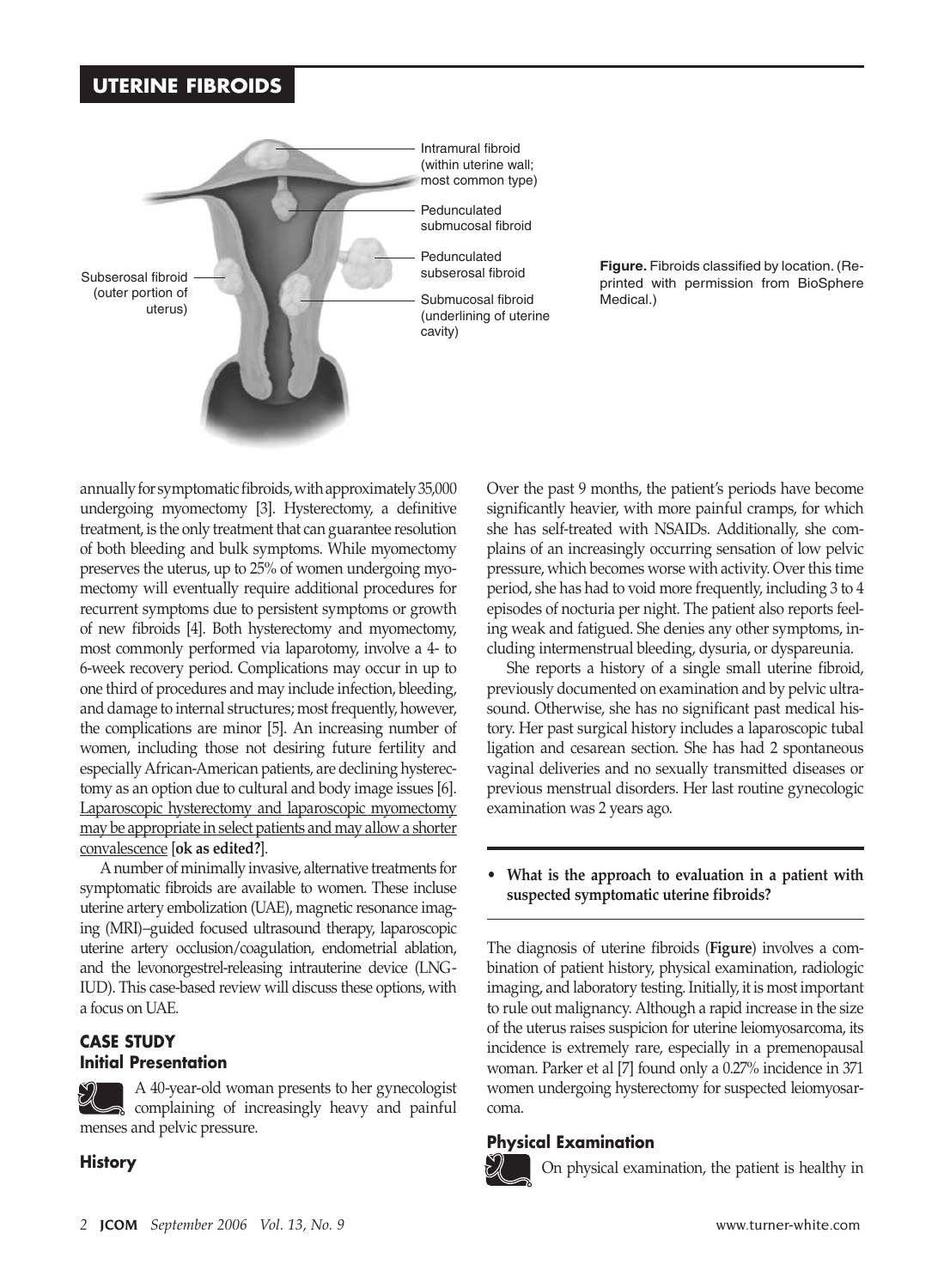Figure. Fibroids classified by location. (Reprinted with permission from BioSphere Medical.)

annually for symptomatic fibroids, with approximately 35,000 undergoing myomectomy [3]. Hysterectomy, a definitive treatment, is the only treatment that can guarantee resolution of both bleeding and bulk symptoms. While myomectomy preserves the uterus, up to 25% of women undergoing myomectomy will eventually require additional procedures for recurrent symptoms due to persistent symptoms or growth of new fibroids [4]. Both hysterectomy and myomectomy, most commonly performed via laparotomy, involve a 4- to 6-week recovery period. Complications may occur in up to one third of procedures and may include infection, bleeding, and damage to internal structures; most frequently, however, the complications are minor [5]. An increasing number of women, including those not desiring future fertility and especially African-American patients, are declining hysterectomy as an option due to cultural and body image issues [6]. Laparoscopic hysterectomy and laparoscopic myomectomy may be appropriate in select patients and may allow a shorter convalescence [**ok as edited?**].

A number of minimally invasive, alternative treatments for symptomatic fibroids are available to women. These incluse uterine artery embolization (UAE), magnetic resonance imaging (MRI)–guided focused ultrasound therapy, laparoscopic uterine artery occlusion/coagulation, endometrial ablation, and the levonorgestrel-releasing intrauterine device (LNG-IUD). This case-based review will discuss these options, with a focus on UAE.

## CASE STUDY

### Initial Presentation

A 40-year-old woman presents to her gynecologist complaining of increasingly heavy and painful menses and pelvic pressure.

### History

Over the past 9 months, the patient's periods have become significantly heavier, with more painful cramps, for which she has self-treated with NSAIDs. Additionally, she complains of an increasingly occurring sensation of low pelvic pressure, which becomes worse with activity. Over this time period, she has had to void more frequently, including 3 to 4 episodes of nocturia per night. The patient also reports feeling weak and fatigued. She denies any other symptoms, including intermenstrual bleeding, dysuria, or dyspareunia.

She reports a history of a single small uterine fibroid, previously documented on examination and by pelvic ultrasound. Otherwise, she has no significant past medical history. Her past surgical history includes a laparoscopic tubal ligation and cesarean section. She has had 2 spontaneous vaginal deliveries and no sexually transmitted diseases or previous menstrual disorders. Her last routine gynecologic examination was 2 years ago.

- **What is the approach to evaluation in a patient with suspected symptomatic uterine fibroids?**

The diagnosis of uterine fibroids (**Figure**) involves a combination of patient history, physical examination, radiologic imaging, and laboratory testing. Initially, it is most important to rule out malignancy. Although a rapid increase in the size of the uterus raises suspicion for uterine leiomyosarcoma, its incidence is extremely rare, especially in a premenopausal woman. Parker et al [7] found only a 0.27% incidence in 371 women undergoing hysterectomy for suspected leiomyosarcoma.

### Physical Examination

On physical examination, the patient is healthy in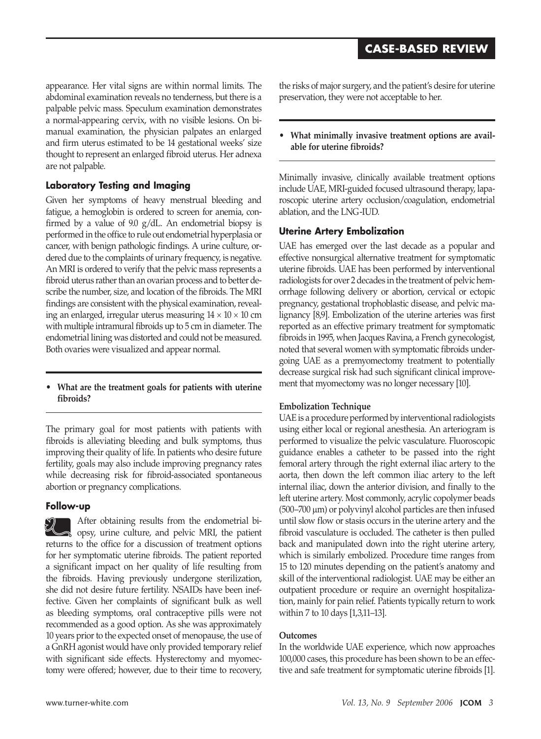appearance. Her vital signs are within normal limits. The abdominal examination reveals no tenderness, but there is a palpable pelvic mass. Speculum examination demonstrates a normal-appearing cervix, with no visible lesions. On bimanual examination, the physician palpates an enlarged and firm uterus estimated to be 14 gestational weeks' size thought to represent an enlarged fibroid uterus. Her adnexa are not palpable.

### Laboratory Testing and Imaging

Given her symptoms of heavy menstrual bleeding and fatigue, a hemoglobin is ordered to screen for anemia, confirmed by a value of 9.0 g/dL. An endometrial biopsy is performed in the office to rule out endometrial hyperplasia or cancer, with benign pathologic findings. A urine culture, ordered due to the complaints of urinary frequency, is negative. An MRI is ordered to verify that the pelvic mass represents a fibroid uterus rather than an ovarian process and to better describe the number, size, and location of the fibroids. The MRI findings are consistent with the physical examination, revealing an enlarged, irregular uterus measuring 14 × 10 × 10 cm with multiple intramural fibroids up to 5 cm in diameter. The endometrial lining was distorted and could not be measured. Both ovaries were visualized and appear normal.

- **What are the treatment goals for patients with uterine fibroids?**

The primary goal for most patients with patients with fibroids is alleviating bleeding and bulk symptoms, thus improving their quality of life. In patients who desire future fertility, goals may also include improving pregnancy rates while decreasing risk for fibroid-associated spontaneous abortion or pregnancy complications.

### Follow-up

After obtaining results from the endometrial biopsy, urine culture, and pelvic MRI, the patient returns to the office for a discussion of treatment options for her symptomatic uterine fibroids. The patient reported a significant impact on her quality of life resulting from the fibroids. Having previously undergone sterilization, she did not desire future fertility. NSAIDs have been ineffective. Given her complaints of significant bulk as well as bleeding symptoms, oral contraceptive pills were not recommended as a good option. As she was approximately 10 years prior to the expected onset of menopause, the use of a GnRH agonist would have only provided temporary relief with significant side effects. Hysterectomy and myomectomy were offered; however, due to their time to recovery, the risks of major surgery, and the patient's desire for uterine preservation, they were not acceptable to her.

- **What minimally invasive treatment options are available for uterine fibroids?**

Minimally invasive, clinically available treatment options include UAE, MRI-guided focused ultrasound therapy, laparoscopic uterine artery occlusion/coagulation, endometrial ablation, and the LNG-IUD.

### Uterine Artery Embolization

UAE has emerged over the last decade as a popular and effective nonsurgical alternative treatment for symptomatic uterine fibroids. UAE has been performed by interventional radiologists for over 2 decades in the treatment of pelvic hemorrhage following delivery or abortion, cervical or ectopic pregnancy, gestational trophoblastic disease, and pelvic malignancy [8,9]. Embolization of the uterine arteries was first reported as an effective primary treatment for symptomatic fibroids in 1995, when Jacques Ravina, a French gynecologist, noted that several women with symptomatic fibroids undergoing UAE as a premyomectomy treatment to potentially decrease surgical risk had such significant clinical improvement that myomectomy was no longer necessary [10].

#### Embolization Technique

UAE is a procedure performed by interventional radiologists using either local or regional anesthesia. An arteriogram is performed to visualize the pelvic vasculature. Fluoroscopic guidance enables a catheter to be passed into the right femoral artery through the right external iliac artery to the aorta, then down the left common iliac artery to the left internal iliac, down the anterior division, and finally to the left uterine artery. Most commonly, acrylic copolymer beads (500–700 μm) or polyvinyl alcohol particles are then infused until slow flow or stasis occurs in the uterine artery and the fibroid vasculature is occluded. The catheter is then pulled back and manipulated down into the right uterine artery, which is similarly embolized. Procedure time ranges from 15 to 120 minutes depending on the patient's anatomy and skill of the interventional radiologist. UAE may be either an outpatient procedure or require an overnight hospitalization, mainly for pain relief. Patients typically return to work within 7 to 10 days [1,3,11–13].

#### Outcomes

In the worldwide UAE experience, which now approaches 100,000 cases, this procedure has been shown to be an effective and safe treatment for symptomatic uterine fibroids [1].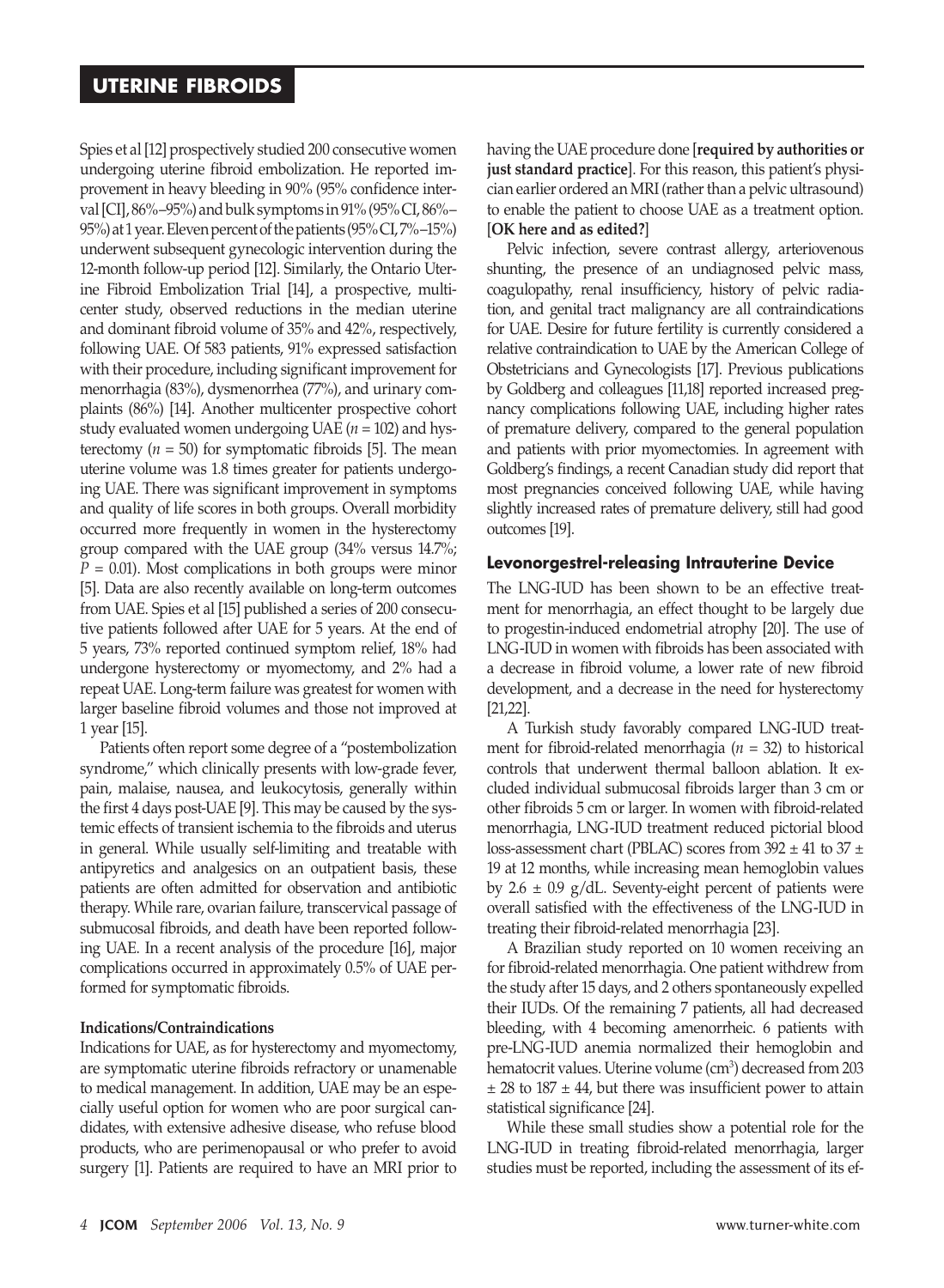Spies et al [12] prospectively studied 200 consecutive women undergoing uterine fibroid embolization. He reported improvement in heavy bleeding in 90% (95% confidence interval [CI], 86%–95%) and bulk symptoms in 91% (95% CI, 86%–95%) at 1 year. Eleven percent of the patients (95% CI, 7%–15%) underwent subsequent gynecologic intervention during the 12-month follow-up period [12]. Similarly, the Ontario Uterine Fibroid Embolization Trial [14], a prospective, multicenter study, observed reductions in the median uterine and dominant fibroid volume of 35% and 42%, respectively, following UAE. Of 583 patients, 91% expressed satisfaction with their procedure, including significant improvement for menorrhagia (83%), dysmenorrhea (77%), and urinary complaints (86%) [14]. Another multicenter prospective cohort study evaluated women undergoing UAE ($n = 102$) and hysterectomy ($n = 50$) for symptomatic fibroids [5]. The mean uterine volume was 1.8 times greater for patients undergoing UAE. There was significant improvement in symptoms and quality of life scores in both groups. Overall morbidity occurred more frequently in women in the hysterectomy group compared with the UAE group (34% versus 14.7%; $P = 0.01$). Most complications in both groups were minor [5]. Data are also recently available on long-term outcomes from UAE. Spies et al [15] published a series of 200 consecutive patients followed after UAE for 5 years. At the end of 5 years, 73% reported continued symptom relief, 18% had undergone hysterectomy or myomectomy, and 2% had a repeat UAE. Long-term failure was greatest for women with larger baseline fibroid volumes and those not improved at 1 year [15].

Patients often report some degree of a "postembolization syndrome," which clinically presents with low-grade fever, pain, malaise, nausea, and leukocytosis, generally within the first 4 days post-UAE [9]. This may be caused by the systemic effects of transient ischemia to the fibroids and uterus in general. While usually self-limiting and treatable with antipyretics and analgesics on an outpatient basis, these patients are often admitted for observation and antibiotic therapy. While rare, ovarian failure, transcervical passage of submucosal fibroids, and death have been reported following UAE. In a recent analysis of the procedure [16], major complications occurred in approximately 0.5% of UAE performed for symptomatic fibroids.

**Indications/Contraindications**

Indications for UAE, as for hysterectomy and myomectomy, are symptomatic uterine fibroids refractory or unamenable to medical management. In addition, UAE may be an especially useful option for women who are poor surgical candidates, with extensive adhesive disease, who refuse blood products, who are perimenopausal or who prefer to avoid surgery [1]. Patients are required to have an MRI prior to having the UAE procedure done [**required by authorities or just standard practice**]. For this reason, this patient's physician earlier ordered an MRI (rather than a pelvic ultrasound) to enable the patient to choose UAE as a treatment option. [**OK here and as edited?**]

Pelvic infection, severe contrast allergy, arteriovenous shunting, the presence of an undiagnosed pelvic mass, coagulopathy, renal insufficiency, history of pelvic radiation, and genital tract malignancy are all contraindications for UAE. Desire for future fertility is currently considered a relative contraindication to UAE by the American College of Obstetricians and Gynecologists [17]. Previous publications by Goldberg and colleagues [11,18] reported increased pregnancy complications following UAE, including higher rates of premature delivery, compared to the general population and patients with prior myomectomies. In agreement with Goldberg's findings, a recent Canadian study did report that most pregnancies conceived following UAE, while having slightly increased rates of premature delivery, still had good outcomes [19].

### Levonorgestrel-releasing Intrauterine Device

The LNG-IUD has been shown to be an effective treatment for menorrhagia, an effect thought to be largely due to progestin-induced endometrial atrophy [20]. The use of LNG-IUD in women with fibroids has been associated with a decrease in fibroid volume, a lower rate of new fibroid development, and a decrease in the need for hysterectomy [21,22].

A Turkish study favorably compared LNG-IUD treatment for fibroid-related menorrhagia ($n = 32$) to historical controls that underwent thermal balloon ablation. It excluded individual submucosal fibroids larger than 3 cm or other fibroids 5 cm or larger. In women with fibroid-related menorrhagia, LNG-IUD treatment reduced pictorial blood loss-assessment chart (PBLAC) scores from $392 \pm 41$ to $37 \pm 19$ at 12 months, while increasing mean hemoglobin values by $2.6 \pm 0.9$ g/dL. Seventy-eight percent of patients were overall satisfied with the effectiveness of the LNG-IUD in treating their fibroid-related menorrhagia [23].

A Brazilian study reported on 10 women receiving an for fibroid-related menorrhagia. One patient withdrew from the study after 15 days, and 2 others spontaneously expelled their IUDs. Of the remaining 7 patients, all had decreased bleeding, with 4 becoming amenorrheic. 6 patients with pre-LNG-IUD anemia normalized their hemoglobin and hematocrit values. Uterine volume ($cm^3$) decreased from $203 \pm 28$ to $187 \pm 44$, but there was insufficient power to attain statistical significance [24].

While these small studies show a potential role for the LNG-IUD in treating fibroid-related menorrhagia, larger studies must be reported, including the assessment of its ef-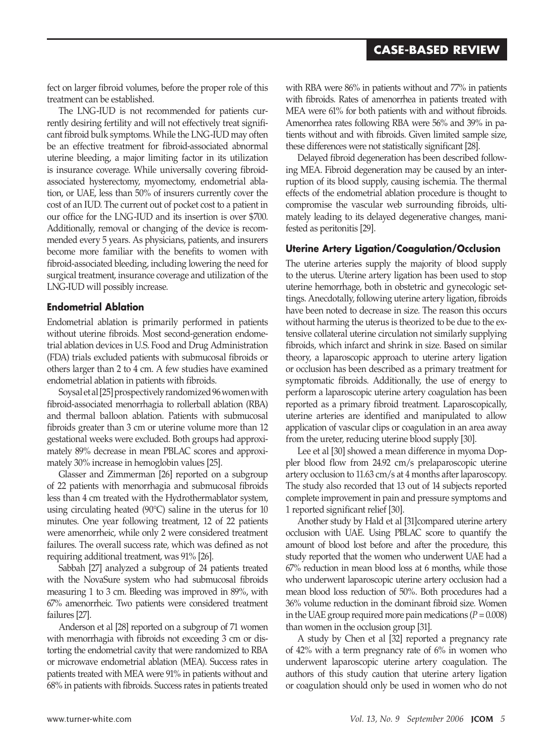fect on larger fibroid volumes, before the proper role of this treatment can be established.

The LNG-IUD is not recommended for patients currently desiring fertility and will not effectively treat significant fibroid bulk symptoms. While the LNG-IUD may often be an effective treatment for fibroid-associated abnormal uterine bleeding, a major limiting factor in its utilization is insurance coverage. While universally covering fibroid-associated hysterectomy, myomectomy, endometrial ablation, or UAE, less than 50% of insurers currently cover the cost of an IUD. The current out of pocket cost to a patient in our office for the LNG-IUD and its insertion is over $700. Additionally, removal or changing of the device is recommended every 5 years. As physicians, patients, and insurers become more familiar with the benefits to women with fibroid-associated bleeding, including lowering the need for surgical treatment, insurance coverage and utilization of the LNG-IUD will possibly increase.

### Endometrial Ablation

Endometrial ablation is primarily performed in patients without uterine fibroids. Most second-generation endometrial ablation devices in U.S. Food and Drug Administration (FDA) trials excluded patients with submucosal fibroids or others larger than 2 to 4 cm. A few studies have examined endometrial ablation in patients with fibroids.

Soysal et al [25] prospectively randomized 96 women with fibroid-associated menorrhagia to rollerball ablation (RBA) and thermal balloon ablation. Patients with submucosal fibroids greater than 3 cm or uterine volume more than 12 gestational weeks were excluded. Both groups had approximately 89% decrease in mean PBLAC scores and approximately 30% increase in hemoglobin values [25].

Glasser and Zimmerman [26] reported on a subgroup of 22 patients with menorrhagia and submucosal fibroids less than 4 cm treated with the Hydrothermablator system, using circulating heated (90°C) saline in the uterus for 10 minutes. One year following treatment, 12 of 22 patients were amenorrheic, while only 2 were considered treatment failures. The overall success rate, which was defined as not requiring additional treatment, was 91% [26].

Sabbah [27] analyzed a subgroup of 24 patients treated with the NovaSure system who had submucosal fibroids measuring 1 to 3 cm. Bleeding was improved in 89%, with 67% amenorrheic. Two patients were considered treatment failures [27].

Anderson et al [28] reported on a subgroup of 71 women with menorrhagia with fibroids not exceeding 3 cm or distorting the endometrial cavity that were randomized to RBA or microwave endometrial ablation (MEA). Success rates in patients treated with MEA were 91% in patients without and 68% in patients with fibroids. Success rates in patients treated with RBA were 86% in patients without and 77% in patients with fibroids. Rates of amenorrhea in patients treated with MEA were 61% for both patients with and without fibroids. Amenorrhea rates following RBA were 56% and 39% in patients without and with fibroids. Given limited sample size, these differences were not statistically significant [28].

Delayed fibroid degeneration has been described following MEA. Fibroid degeneration may be caused by an interruption of its blood supply, causing ischemia. The thermal effects of the endometrial ablation procedure is thought to compromise the vascular web surrounding fibroids, ultimately leading to its delayed degenerative changes, manifested as peritonitis [29].

### Uterine Artery Ligation/Coagulation/Occlusion

The uterine arteries supply the majority of blood supply to the uterus. Uterine artery ligation has been used to stop uterine hemorrhage, both in obstetric and gynecologic settings. Anecdotally, following uterine artery ligation, fibroids have been noted to decrease in size. The reason this occurs without harming the uterus is theorized to be due to the extensive collateral uterine circulation not similarly supplying fibroids, which infarct and shrink in size. Based on similar theory, a laparoscopic approach to uterine artery ligation or occlusion has been described as a primary treatment for symptomatic fibroids. Additionally, the use of energy to perform a laparoscopic uterine artery coagulation has been reported as a primary fibroid treatment. Laparoscopically, uterine arteries are identified and manipulated to allow application of vascular clips or coagulation in an area away from the ureter, reducing uterine blood supply [30].

Lee et al [30] showed a mean difference in myoma Doppler blood flow from 24.92 cm/s prelaparoscopic uterine artery occlusion to 11.63 cm/s at 4 months after laparoscopy. The study also recorded that 13 out of 14 subjects reported complete improvement in pain and pressure symptoms and 1 reported significant relief [30].

Another study by Hald et al [31] compared uterine artery occlusion with UAE. Using PBLAC score to quantify the amount of blood lost before and after the procedure, this study reported that the women who underwent UAE had a 67% reduction in mean blood loss at 6 months, while those who underwent laparoscopic uterine artery occlusion had a mean blood loss reduction of 50%. Both procedures had a 36% volume reduction in the dominant fibroid size. Women in the UAE group required more pain medications ($P = 0.008$) than women in the occlusion group [31].

A study by Chen et al [32] reported a pregnancy rate of 42% with a term pregnancy rate of 6% in women who underwent laparoscopic uterine artery coagulation. The authors of this study caution that uterine artery ligation or coagulation should only be used in women who do not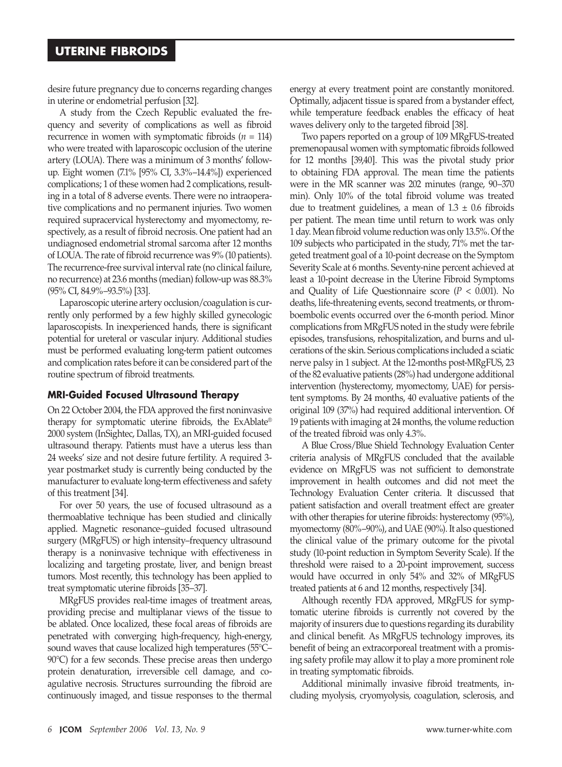desire future pregnancy due to concerns regarding changes in uterine or endometrial perfusion [32].

A study from the Czech Republic evaluated the frequency and severity of complications as well as fibroid recurrence in women with symptomatic fibroids ($n$ = 114) who were treated with laparoscopic occlusion of the uterine artery (LOUA). There was a minimum of 3 months' follow-up. Eight women (7.1% [95% CI, 3.3%–14.4%]) experienced complications; 1 of these women had 2 complications, resulting in a total of 8 adverse events. There were no intraoperative complications and no permanent injuries. Two women required supracervical hysterectomy and myomectomy, respectively, as a result of fibroid necrosis. One patient had an undiagnosed endometrial stromal sarcoma after 12 months of LOUA. The rate of fibroid recurrence was 9% (10 patients). The recurrence-free survival interval rate (no clinical failure, no recurrence) at 23.6 months (median) follow-up was 88.3% (95% CI, 84.9%–93.5%) [33].

Laparoscopic uterine artery occlusion/coagulation is currently only performed by a few highly skilled gynecologic laparoscopists. In inexperienced hands, there is significant potential for ureteral or vascular injury. Additional studies must be performed evaluating long-term patient outcomes and complication rates before it can be considered part of the routine spectrum of fibroid treatments.

### MRI-Guided Focused Ultrasound Therapy

On 22 October 2004, the FDA approved the first noninvasive therapy for symptomatic uterine fibroids, the ExAblate® 2000 system (InSightec, Dallas, TX), an MRI-guided focused ultrasound therapy. Patients must have a uterus less than 24 weeks' size and not desire future fertility. A required 3-year postmarket study is currently being conducted by the manufacturer to evaluate long-term effectiveness and safety of this treatment [34].

For over 50 years, the use of focused ultrasound as a thermoablative technique has been studied and clinically applied. Magnetic resonance–guided focused ultrasound surgery (MRgFUS) or high intensity–frequency ultrasound therapy is a noninvasive technique with effectiveness in localizing and targeting prostate, liver, and benign breast tumors. Most recently, this technology has been applied to treat symptomatic uterine fibroids [35–37].

MRgFUS provides real-time images of treatment areas, providing precise and multiplanar views of the tissue to be ablated. Once localized, these focal areas of fibroids are penetrated with converging high-frequency, high-energy, sound waves that cause localized high temperatures (55°C–90°C) for a few seconds. These precise areas then undergo protein denaturation, irreversible cell damage, and coagulative necrosis. Structures surrounding the fibroid are continuously imaged, and tissue responses to the thermal energy at every treatment point are constantly monitored. Optimally, adjacent tissue is spared from a bystander effect, while temperature feedback enables the efficacy of heat waves delivery only to the targeted fibroid [38].

Two papers reported on a group of 109 MRgFUS-treated premenopausal women with symptomatic fibroids followed for 12 months [39,40]. This was the pivotal study prior to obtaining FDA approval. The mean time the patients were in the MR scanner was 202 minutes (range, 90–370 min). Only 10% of the total fibroid volume was treated due to treatment guidelines, a mean of $1.3 \pm 0.6$ fibroids per patient. The mean time until return to work was only 1 day. Mean fibroid volume reduction was only 13.5%. Of the 109 subjects who participated in the study, 71% met the targeted treatment goal of a 10-point decrease on the Symptom Severity Scale at 6 months. Seventy-nine percent achieved at least a 10-point decrease in the Uterine Fibroid Symptoms and Quality of Life Questionnaire score ($P < 0.001$). No deaths, life-threatening events, second treatments, or thromboembolic events occurred over the 6-month period. Minor complications from MRgFUS noted in the study were febrile episodes, transfusions, rehospitalization, and burns and ulcerations of the skin. Serious complications included a sciatic nerve palsy in 1 subject. At the 12-months post-MRgFUS, 23 of the 82 evaluative patients (28%) had undergone additional intervention (hysterectomy, myomectomy, UAE) for persistent symptoms. By 24 months, 40 evaluative patients of the original 109 (37%) had required additional intervention. Of 19 patients with imaging at 24 months, the volume reduction of the treated fibroid was only 4.3%.

A Blue Cross/Blue Shield Technology Evaluation Center criteria analysis of MRgFUS concluded that the available evidence on MRgFUS was not sufficient to demonstrate improvement in health outcomes and did not meet the Technology Evaluation Center criteria. It discussed that patient satisfaction and overall treatment effect are greater with other therapies for uterine fibroids: hysterectomy (95%), myomectomy (80%–90%), and UAE (90%). It also questioned the clinical value of the primary outcome for the pivotal study (10-point reduction in Symptom Severity Scale). If the threshold were raised to a 20-point improvement, success would have occurred in only 54% and 32% of MRgFUS treated patients at 6 and 12 months, respectively [34].

Although recently FDA approved, MRgFUS for symptomatic uterine fibroids is currently not covered by the majority of insurers due to questions regarding its durability and clinical benefit. As MRgFUS technology improves, its benefit of being an extracorporeal treatment with a promising safety profile may allow it to play a more prominent role in treating symptomatic fibroids.

Additional minimally invasive fibroid treatments, including myolysis, cryomyolysis, coagulation, sclerosis, and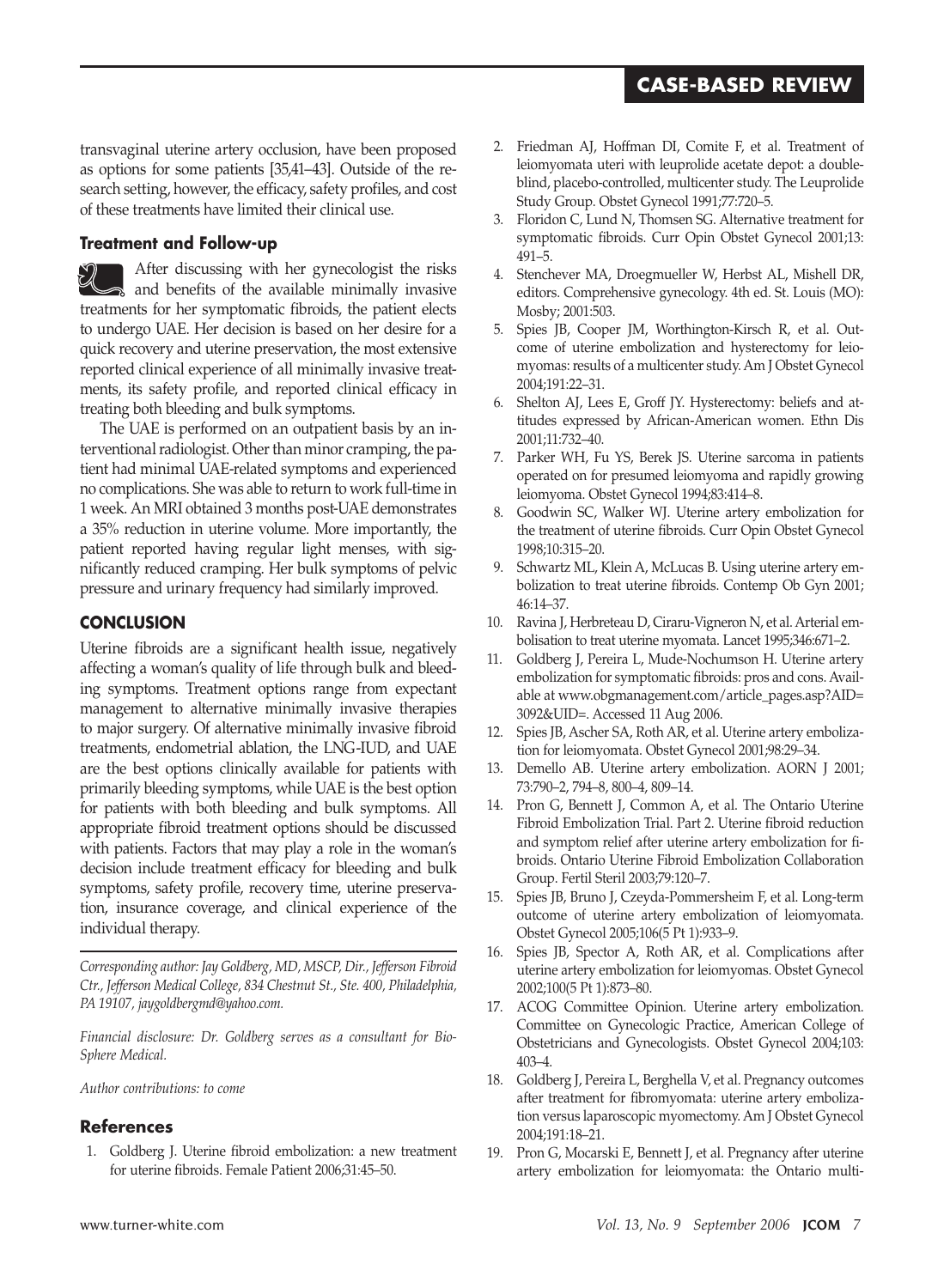transvaginal uterine artery occlusion, have been proposed as options for some patients [35,41–43]. Outside of the research setting, however, the efficacy, safety profiles, and cost of these treatments have limited their clinical use.

### Treatment and Follow-up

After discussing with her gynecologist the risks and benefits of the available minimally invasive treatments for her symptomatic fibroids, the patient elects to undergo UAE. Her decision is based on her desire for a quick recovery and uterine preservation, the most extensive reported clinical experience of all minimally invasive treatments, its safety profile, and reported clinical efficacy in treating both bleeding and bulk symptoms.

The UAE is performed on an outpatient basis by an interventional radiologist. Other than minor cramping, the patient had minimal UAE-related symptoms and experienced no complications. She was able to return to work full-time in 1 week. An MRI obtained 3 months post-UAE demonstrates a 35% reduction in uterine volume. More importantly, the patient reported having regular light menses, with significantly reduced cramping. Her bulk symptoms of pelvic pressure and urinary frequency had similarly improved.

## CONCLUSION

Uterine fibroids are a significant health issue, negatively affecting a woman's quality of life through bulk and bleeding symptoms. Treatment options range from expectant management to alternative minimally invasive therapies to major surgery. Of alternative minimally invasive fibroid treatments, endometrial ablation, the LNG-IUD, and UAE are the best options clinically available for patients with primarily bleeding symptoms, while UAE is the best option for patients with both bleeding and bulk symptoms. All appropriate fibroid treatment options should be discussed with patients. Factors that may play a role in the woman's decision include treatment efficacy for bleeding and bulk symptoms, safety profile, recovery time, uterine preservation, insurance coverage, and clinical experience of the individual therapy.

*Corresponding author: Jay Goldberg, MD, MSCP, Dir., Jefferson Fibroid Ctr., Jefferson Medical College, 834 Chestnut St., Ste. 400, Philadelphia, PA 19107, jaygoldbergmd@yahoo.com.*

*Financial disclosure: Dr. Goldberg serves as a consultant for BioSphere Medical.*

*Author contributions: to come*

## References

1. Goldberg J. Uterine fibroid embolization: a new treatment for uterine fibroids. Female Patient 2006;31:45–50.
2. Friedman AJ, Hoffman DI, Comite F, et al. Treatment of leiomyomata uteri with leuprolide acetate depot: a double-blind, placebo-controlled, multicenter study. The Leuprolide Study Group. Obstet Gynecol 1991;77:720–5.
3. Floridon C, Lund N, Thomsen SG. Alternative treatment for symptomatic fibroids. Curr Opin Obstet Gynecol 2001;13:491–5.
4. Stenchever MA, Droegmueller W, Herbst AL, Mishell DR, editors. Comprehensive gynecology. 4th ed. St. Louis (MO): Mosby; 2001:503.
5. Spies JB, Cooper JM, Worthington-Kirsch R, et al. Outcome of uterine embolization and hysterectomy for leiomyomas: results of a multicenter study. Am J Obstet Gynecol 2004;191:22–31.
6. Shelton AJ, Lees E, Groff JY. Hysterectomy: beliefs and attitudes expressed by African-American women. Ethn Dis 2001;11:732–40.
7. Parker WH, Fu YS, Berek JS. Uterine sarcoma in patients operated on for presumed leiomyoma and rapidly growing leiomyoma. Obstet Gynecol 1994;83:414–8.
8. Goodwin SC, Walker WJ. Uterine artery embolization for the treatment of uterine fibroids. Curr Opin Obstet Gynecol 1998;10:315–20.
9. Schwartz ML, Klein A, McLucas B. Using uterine artery embolization to treat uterine fibroids. Contemp Ob Gyn 2001;46:14–37.
10. Ravina J, Herbreteau D, Ciraru-Vigneron N, et al. Arterial embolisation to treat uterine myomata. Lancet 1995;346:671–2.
11. Goldberg J, Pereira L, Mude-Nochumson H. Uterine artery embolization for symptomatic fibroids: pros and cons. Available at www.obgmanagement.com/article_pages.asp?AID=3092&UID=. Accessed 11 Aug 2006.
12. Spies JB, Ascher SA, Roth AR, et al. Uterine artery embolization for leiomyomata. Obstet Gynecol 2001;98:29–34.
13. Demello AB. Uterine artery embolization. AORN J 2001;73:790–2, 794–8, 800–4, 809–14.
14. Pron G, Bennett J, Common A, et al. The Ontario Uterine Fibroid Embolization Trial. Part 2. Uterine fibroid reduction and symptom relief after uterine artery embolization for fibroids. Ontario Uterine Fibroid Embolization Collaboration Group. Fertil Steril 2003;79:120–7.
15. Spies JB, Bruno J, Czeyda-Pommersheim F, et al. Long-term outcome of uterine artery embolization of leiomyomata. Obstet Gynecol 2005;106(5 Pt 1):933–9.
16. Spies JB, Spector A, Roth AR, et al. Complications after uterine artery embolization for leiomyomas. Obstet Gynecol 2002;100(5 Pt 1):873–80.
17. ACOG Committee Opinion. Uterine artery embolization. Committee on Gynecologic Practice, American College of Obstetricians and Gynecologists. Obstet Gynecol 2004;103:403–4.
18. Goldberg J, Pereira L, Berghella V, et al. Pregnancy outcomes after treatment for fibromyomata: uterine artery embolization versus laparoscopic myomectomy. Am J Obstet Gynecol 2004;191:18–21.
19. Pron G, Mocarski E, Bennett J, et al. Pregnancy after uterine artery embolization for leiomyomata: the Ontario multi-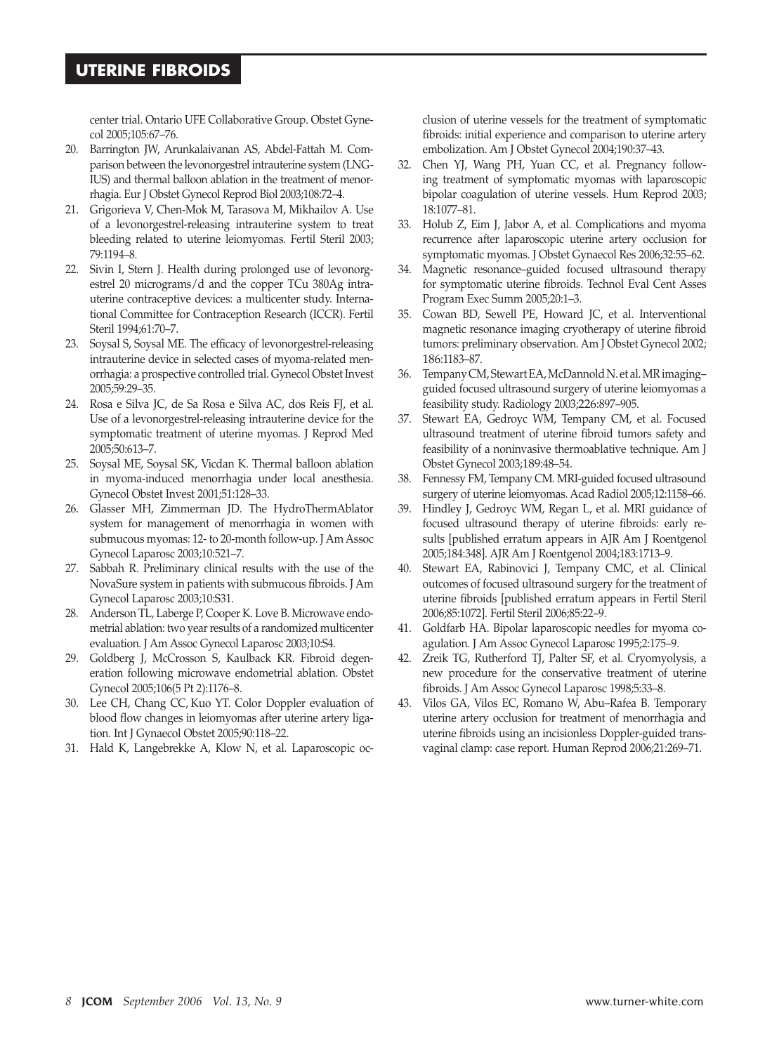center trial. Ontario UFE Collaborative Group. Obstet Gynecol 2005;105:67–76.

20. Barrington JW, Arunkalaivanan AS, Abdel-Fattah M. Comparison between the levonorgestrel intrauterine system (LNG-IUS) and thermal balloon ablation in the treatment of menorrhagia. Eur J Obstet Gynecol Reprod Biol 2003;108:72–4.
21. Grigorieva V, Chen-Mok M, Tarasova M, Mikhailov A. Use of a levonorgestrel-releasing intrauterine system to treat bleeding related to uterine leiomyomas. Fertil Steril 2003; 79:1194–8.
22. Sivin I, Stern J. Health during prolonged use of levonorgestrel 20 micrograms/d and the copper TCu 380Ag intrauterine contraceptive devices: a multicenter study. International Committee for Contraception Research (ICCR). Fertil Steril 1994;61:70–7.
23. Soysal S, Soysal ME. The efficacy of levonorgestrel-releasing intrauterine device in selected cases of myoma-related menorrhagia: a prospective controlled trial. Gynecol Obstet Invest 2005;59:29–35.
24. Rosa e Silva JC, de Sa Rosa e Silva AC, dos Reis FJ, et al. Use of a levonorgestrel-releasing intrauterine device for the symptomatic treatment of uterine myomas. J Reprod Med 2005;50:613–7.
25. Soysal ME, Soysal SK, Vicdan K. Thermal balloon ablation in myoma-induced menorrhagia under local anesthesia. Gynecol Obstet Invest 2001;51:128–33.
26. Glasser MH, Zimmerman JD. The HydroThermAblator system for management of menorrhagia in women with submucous myomas: 12- to 20-month follow-up. J Am Assoc Gynecol Laparosc 2003;10:521–7.
27. Sabbah R. Preliminary clinical results with the use of the NovaSure system in patients with submucous fibroids. J Am Gynecol Laparosc 2003;10:S31.
28. Anderson TL, Laberge P, Cooper K. Love B. Microwave endometrial ablation: two year results of a randomized multicenter evaluation. J Am Assoc Gynecol Laparosc 2003;10:S4.
29. Goldberg J, McCrosson S, Kaulback KR. Fibroid degeneration following microwave endometrial ablation. Obstet Gynecol 2005;106(5 Pt 2):1176–8.
30. Lee CH, Chang CC, Kuo YT. Color Doppler evaluation of blood flow changes in leiomyomas after uterine artery ligation. Int J Gynaecol Obstet 2005;90:118–22.
31. Hald K, Langebrekke A, Klow N, et al. Laparoscopic occlusion of uterine vessels for the treatment of symptomatic fibroids: initial experience and comparison to uterine artery embolization. Am J Obstet Gynecol 2004;190:37–43.
32. Chen YJ, Wang PH, Yuan CC, et al. Pregnancy following treatment of symptomatic myomas with laparoscopic bipolar coagulation of uterine vessels. Hum Reprod 2003; 18:1077–81.
33. Holub Z, Eim J, Jabor A, et al. Complications and myoma recurrence after laparoscopic uterine artery occlusion for symptomatic myomas. J Obstet Gynaecol Res 2006;32:55–62.
34. Magnetic resonance–guided focused ultrasound therapy for symptomatic uterine fibroids. Technol Eval Cent Asses Program Exec Summ 2005;20:1–3.
35. Cowan BD, Sewell PE, Howard JC, et al. Interventional magnetic resonance imaging cryotherapy of uterine fibroid tumors: preliminary observation. Am J Obstet Gynecol 2002; 186:1183–87.
36. Tempany CM, Stewart EA, McDannold N. et al. MR imaging–guided focused ultrasound surgery of uterine leiomyomas a feasibility study. Radiology 2003;226:897–905.
37. Stewart EA, Gedroyc WM, Tempany CM, et al. Focused ultrasound treatment of uterine fibroid tumors safety and feasibility of a noninvasive thermoablative technique. Am J Obstet Gynecol 2003;189:48–54.
38. Fennessy FM, Tempany CM. MRI-guided focused ultrasound surgery of uterine leiomyomas. Acad Radiol 2005;12:1158–66.
39. Hindley J, Gedroyc WM, Regan L, et al. MRI guidance of focused ultrasound therapy of uterine fibroids: early results [published erratum appears in AJR Am J Roentgenol 2005;184:348]. AJR Am J Roentgenol 2004;183:1713–9.
40. Stewart EA, Rabinovici J, Tempany CMC, et al. Clinical outcomes of focused ultrasound surgery for the treatment of uterine fibroids [published erratum appears in Fertil Steril 2006;85:1072]. Fertil Steril 2006;85:22–9.
41. Goldfarb HA. Bipolar laparoscopic needles for myoma coagulation. J Am Assoc Gynecol Laparosc 1995;2:175–9.
42. Zreik TG, Rutherford TJ, Palter SF, et al. Cryomyolysis, a new procedure for the conservative treatment of uterine fibroids. J Am Assoc Gynecol Laparosc 1998;5:33–8.
43. Vilos GA, Vilos EC, Romano W, Abu–Rafea B. Temporary uterine artery occlusion for treatment of menorrhagia and uterine fibroids using an incisionless Doppler-guided transvaginal clamp: case report. Human Reprod 2006;21:269–71.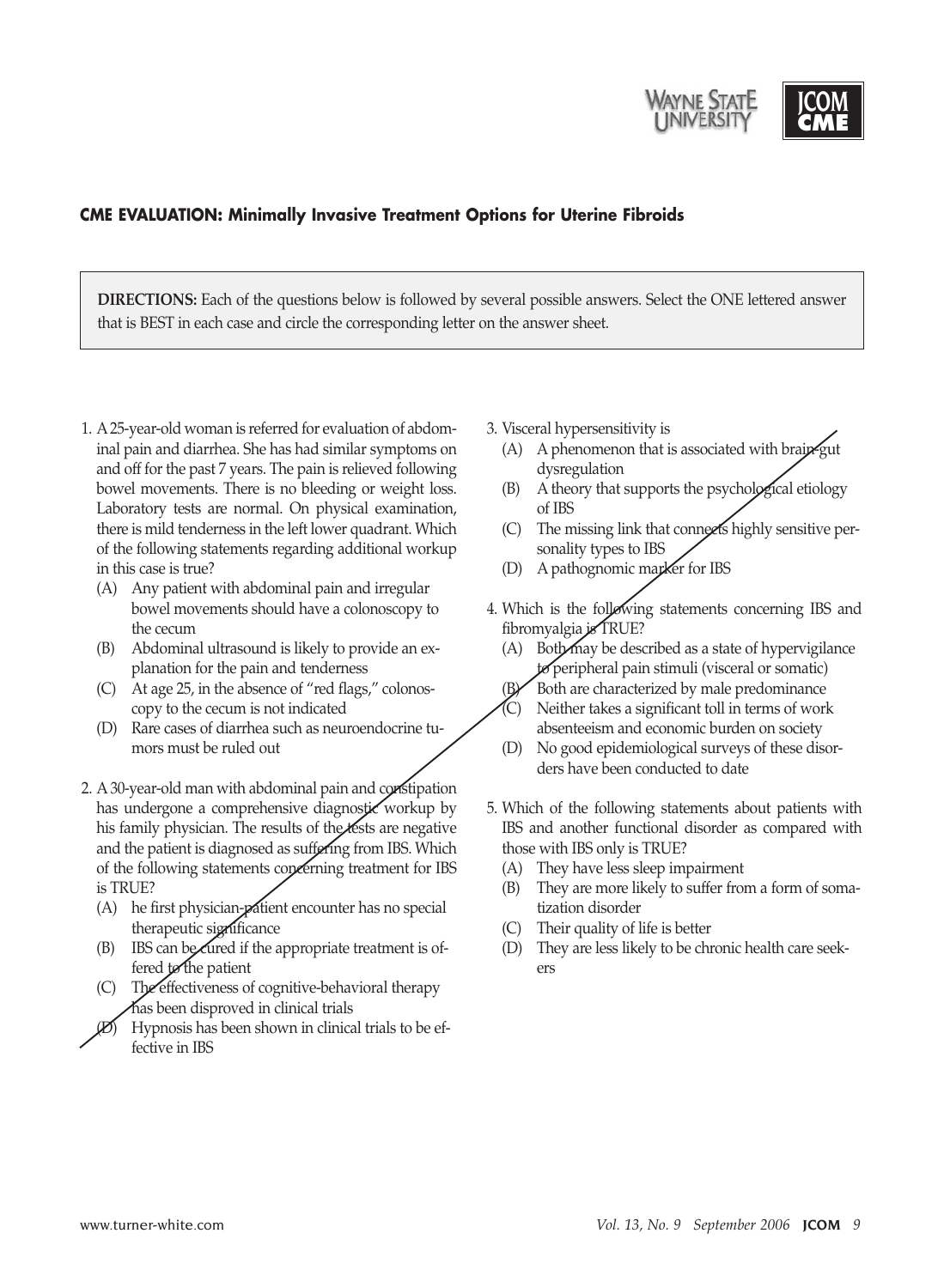## CME EVALUATION: Minimally Invasive Treatment Options for Uterine Fibroids

**DIRECTIONS:** Each of the questions below is followed by several possible answers. Select the ONE lettered answer that is BEST in each case and circle the corresponding letter on the answer sheet.

1. A 25-year-old woman is referred for evaluation of abdominal pain and diarrhea. She has had similar symptoms on and off for the past 7 years. The pain is relieved following bowel movements. There is no bleeding or weight loss. Laboratory tests are normal. On physical examination, there is mild tenderness in the left lower quadrant. Which of the following statements regarding additional workup in this case is true?
   - (A) Any patient with abdominal pain and irregular bowel movements should have a colonoscopy to the cecum
   - (B) Abdominal ultrasound is likely to provide an explanation for the pain and tenderness
   - (C) At age 25, in the absence of "red flags," colonoscopy to the cecum is not indicated
   - (D) Rare cases of diarrhea such as neuroendocrine tumors must be ruled out

2. A 30-year-old man with abdominal pain and constipation has undergone a comprehensive diagnostic workup by his family physician. The results of the tests are negative and the patient is diagnosed as suffering from IBS. Which of the following statements concerning treatment for IBS is TRUE?
   - (A) he first physician-patient encounter has no special therapeutic significance
   - (B) IBS can be cured if the appropriate treatment is offered to the patient
   - (C) The effectiveness of cognitive-behavioral therapy has been disproved in clinical trials
   - (D) Hypnosis has been shown in clinical trials to be effective in IBS

3. Visceral hypersensitivity is
   - (A) A phenomenon that is associated with brain-gut dysregulation
   - (B) A theory that supports the psychological etiology of IBS
   - (C) The missing link that connects highly sensitive personality types to IBS
   - (D) A pathognomic marker for IBS

4. Which is the following statements concerning IBS and fibromyalgia is TRUE?
   - (A) Both may be described as a state of hypervigilance to peripheral pain stimuli (visceral or somatic)
   - (B) Both are characterized by male predominance
   - (C) Neither takes a significant toll in terms of work absenteeism and economic burden on society
   - (D) No good epidemiological surveys of these disorders have been conducted to date

5. Which of the following statements about patients with IBS and another functional disorder as compared with those with IBS only is TRUE?
   - (A) They have less sleep impairment
   - (B) They are more likely to suffer from a form of somatization disorder
   - (C) Their quality of life is better
   - (D) They are less likely to be chronic health care seekers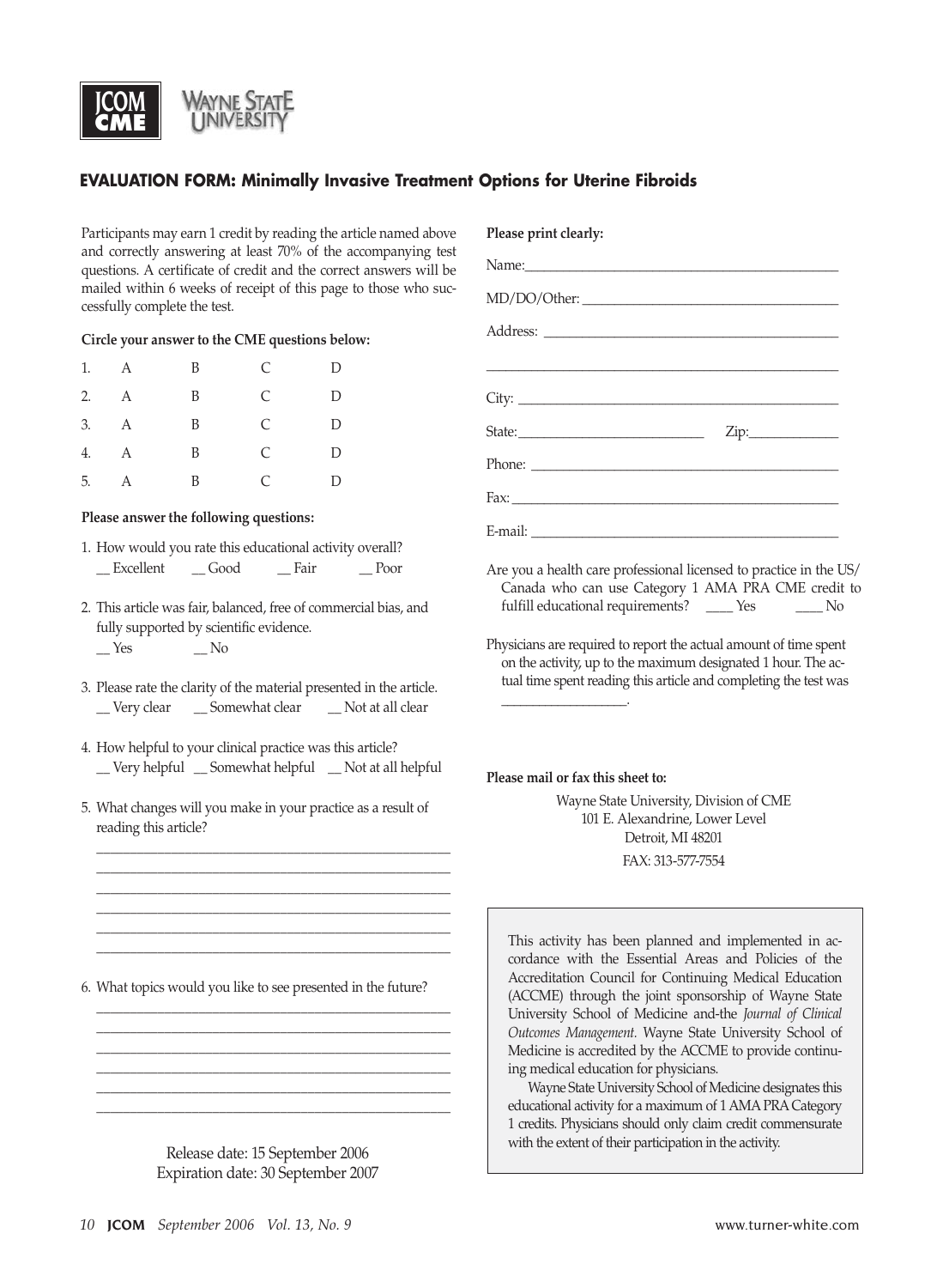JCOM CME WAYNE STATE UNIVERSITY

## EVALUATION FORM: Minimally Invasive Treatment Options for Uterine Fibroids

Participants may earn 1 credit by reading the article named above and correctly answering at least 70% of the accompanying test questions. A certificate of credit and the correct answers will be mailed within 6 weeks of receipt of this page to those who successfully complete the test.

**Circle your answer to the CME questions below:**

| | | | | |
|---|---|---|---|---|
| 1. | A | B | C | D |
| 2. | A | B | C | D |
| 3. | A | B | C | D |
| 4. | A | B | C | D |
| 5. | A | B | C | D |

**Please answer the following questions:**

1. How would you rate this educational activity overall?
   __ Excellent __ Good __ Fair __ Poor

2. This article was fair, balanced, free of commercial bias, and fully supported by scientific evidence.
   __ Yes __ No

3. Please rate the clarity of the material presented in the article.
   __ Very clear __ Somewhat clear __ Not at all clear

4. How helpful to your clinical practice was this article?
   __ Very helpful __ Somewhat helpful __ Not at all helpful

5. What changes will you make in your practice as a result of reading this article?
   ________________________________________________
   ________________________________________________
   ________________________________________________
   ________________________________________________
   ________________________________________________
   ________________________________________________

6. What topics would you like to see presented in the future?
   ________________________________________________
   ________________________________________________
   ________________________________________________
   ________________________________________________
   ________________________________________________
   ________________________________________________

Release date: 15 September 2006
Expiration date: 30 September 2007

**Please print clearly:**

Name:____________________________________________

MD/DO/Other: ______________________________________

Address: _________________________________________

__________________________________________________

City: _____________________________________________

State:__________________________ Zip:_____________

Phone: ___________________________________________

Fax: ______________________________________________

E-mail: ___________________________________________

Are you a health care professional licensed to practice in the US/Canada who can use Category 1 AMA PRA CME credit to fulfill educational requirements? ____ Yes ____ No

Physicians are required to report the actual amount of time spent on the activity, up to the maximum designated 1 hour. The actual time spent reading this article and completing the test was __________________.

**Please mail or fax this sheet to:**

Wayne State University, Division of CME
101 E. Alexandrine, Lower Level
Detroit, MI 48201
FAX: 313-577-7554

This activity has been planned and implemented in accordance with the Essential Areas and Policies of the Accreditation Council for Continuing Medical Education (ACCME) through the joint sponsorship of Wayne State University School of Medicine and the *Journal of Clinical Outcomes Management.* Wayne State University School of Medicine is accredited by the ACCME to provide continuing medical education for physicians.

Wayne State University School of Medicine designates this educational activity for a maximum of 1 AMA PRA Category 1 credits. Physicians should only claim credit commensurate with the extent of their participation in the activity.